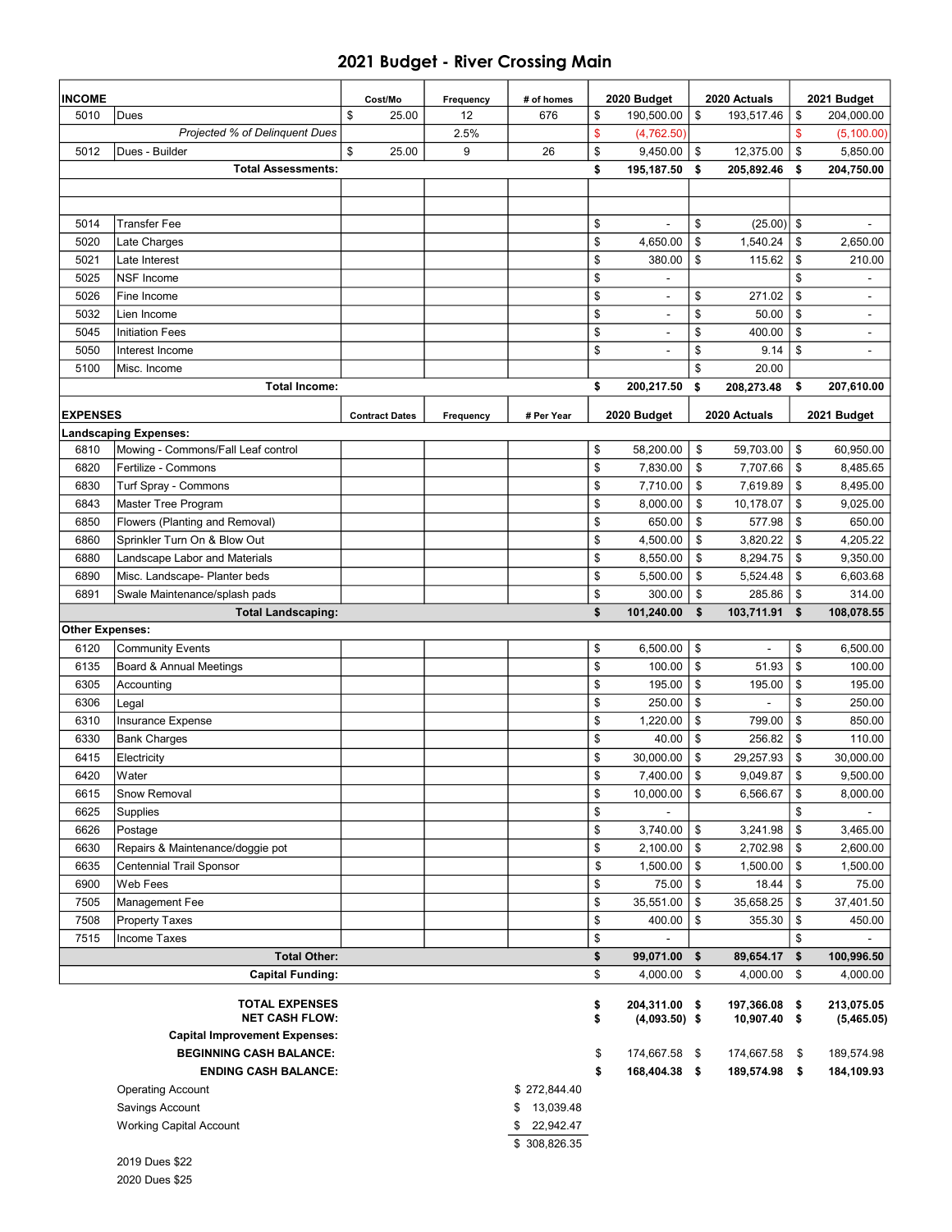# 2021 Budget - River Crossing Main

| INCOME | | Cost/Mo | Frequency | # of homes | 2020 Budget | 2020 Actuals | 2021 Budget |
|---|---|---|---|---|---|---|---|
| 5010 | Dues | $ 25.00 | 12 | 676 | $ 190,500.00 | $ 193,517.46 | $ 204,000.00 |
| | *Projected % of Delinquent Dues* | | 2.5% | | $ (4,762.50) | | $ (5,100.00) |
| 5012 | Dues - Builder | $ 25.00 | 9 | 26 | $ 9,450.00 | $ 12,375.00 | $ 5,850.00 |
| | **Total Assessments:** | | | | **$ 195,187.50** | **$ 205,892.46** | **$ 204,750.00** |
| | | | | | | | |
| | | | | | | | |
| 5014 | Transfer Fee | | | | $ - | $ (25.00) | $ - |
| 5020 | Late Charges | | | | $ 4,650.00 | $ 1,540.24 | $ 2,650.00 |
| 5021 | Late Interest | | | | $ 380.00 | $ 115.62 | $ 210.00 |
| 5025 | NSF Income | | | | $ - | | $ - |
| 5026 | Fine Income | | | | $ - | $ 271.02 | $ - |
| 5032 | Lien Income | | | | $ - | $ 50.00 | $ - |
| 5045 | Initiation Fees | | | | $ - | $ 400.00 | $ - |
| 5050 | Interest Income | | | | $ - | $ 9.14 | $ - |
| 5100 | Misc. Income | | | | | $ 20.00 | |
| | **Total Income:** | | | | **$ 200,217.50** | **$ 208,273.48** | **$ 207,610.00** |

| EXPENSES | | Contract Dates | Frequency | # Per Year | 2020 Budget | 2020 Actuals | 2021 Budget |
|---|---|---|---|---|---|---|---|
| **Landscaping Expenses:** | | | | | | | |
| 6810 | Mowing - Commons/Fall Leaf control | | | | $ 58,200.00 | $ 59,703.00 | $ 60,950.00 |
| 6820 | Fertilize - Commons | | | | $ 7,830.00 | $ 7,707.66 | $ 8,485.65 |
| 6830 | Turf Spray - Commons | | | | $ 7,710.00 | $ 7,619.89 | $ 8,495.00 |
| 6843 | Master Tree Program | | | | $ 8,000.00 | $ 10,178.07 | $ 9,025.00 |
| 6850 | Flowers (Planting and Removal) | | | | $ 650.00 | $ 577.98 | $ 650.00 |
| 6860 | Sprinkler Turn On & Blow Out | | | | $ 4,500.00 | $ 3,820.22 | $ 4,205.22 |
| 6880 | Landscape Labor and Materials | | | | $ 8,550.00 | $ 8,294.75 | $ 9,350.00 |
| 6890 | Misc. Landscape- Planter beds | | | | $ 5,500.00 | $ 5,524.48 | $ 6,603.68 |
| 6891 | Swale Maintenance/splash pads | | | | $ 300.00 | $ 285.86 | $ 314.00 |
| | **Total Landscaping:** | | | | **$ 101,240.00** | **$ 103,711.91** | **$ 108,078.55** |
| **Other Expenses:** | | | | | | | |
| 6120 | Community Events | | | | $ 6,500.00 | $ - | $ 6,500.00 |
| 6135 | Board & Annual Meetings | | | | $ 100.00 | $ 51.93 | $ 100.00 |
| 6305 | Accounting | | | | $ 195.00 | $ 195.00 | $ 195.00 |
| 6306 | Legal | | | | $ 250.00 | $ - | $ 250.00 |
| 6310 | Insurance Expense | | | | $ 1,220.00 | $ 799.00 | $ 850.00 |
| 6330 | Bank Charges | | | | $ 40.00 | $ 256.82 | $ 110.00 |
| 6415 | Electricity | | | | $ 30,000.00 | $ 29,257.93 | $ 30,000.00 |
| 6420 | Water | | | | $ 7,400.00 | $ 9,049.87 | $ 9,500.00 |
| 6615 | Snow Removal | | | | $ 10,000.00 | $ 6,566.67 | $ 8,000.00 |
| 6625 | Supplies | | | | $ - | | $ - |
| 6626 | Postage | | | | $ 3,740.00 | $ 3,241.98 | $ 3,465.00 |
| 6630 | Repairs & Maintenance/doggie pot | | | | $ 2,100.00 | $ 2,702.98 | $ 2,600.00 |
| 6635 | Centennial Trail Sponsor | | | | $ 1,500.00 | $ 1,500.00 | $ 1,500.00 |
| 6900 | Web Fees | | | | $ 75.00 | $ 18.44 | $ 75.00 |
| 7505 | Management Fee | | | | $ 35,551.00 | $ 35,658.25 | $ 37,401.50 |
| 7508 | Property Taxes | | | | $ 400.00 | $ 355.30 | $ 450.00 |
| 7515 | Income Taxes | | | | $ - | | $ - |
| | **Total Other:** | | | | **$ 99,071.00** | **$ 89,654.17** | **$ 100,996.50** |
| | **Capital Funding:** | | | | $ 4,000.00 | $ 4,000.00 | $ 4,000.00 |
| | | | | | | | |
| | **TOTAL EXPENSES** | | | | **$ 204,311.00** | **$ 197,366.08** | **$ 213,075.05** |
| | **NET CASH FLOW:** | | | | **$ (4,093.50)** | **$ 10,907.40** | **$ (5,465.05)** |
| | **Capital Improvement Expenses:** | | | | | | |
| | **BEGINNING CASH BALANCE:** | | | | $ 174,667.58 | $ 174,667.58 | $ 189,574.98 |
| | **ENDING CASH BALANCE:** | | | | **$ 168,404.38** | **$ 189,574.98** | **$ 184,109.93** |

| Account | Balance |
|---|---|
| Operating Account | $ 272,844.40 |
| Savings Account | $ 13,039.48 |
| Working Capital Account | $ 22,942.47 |
| | $ 308,826.35 |

2019 Dues $22

2020 Dues $25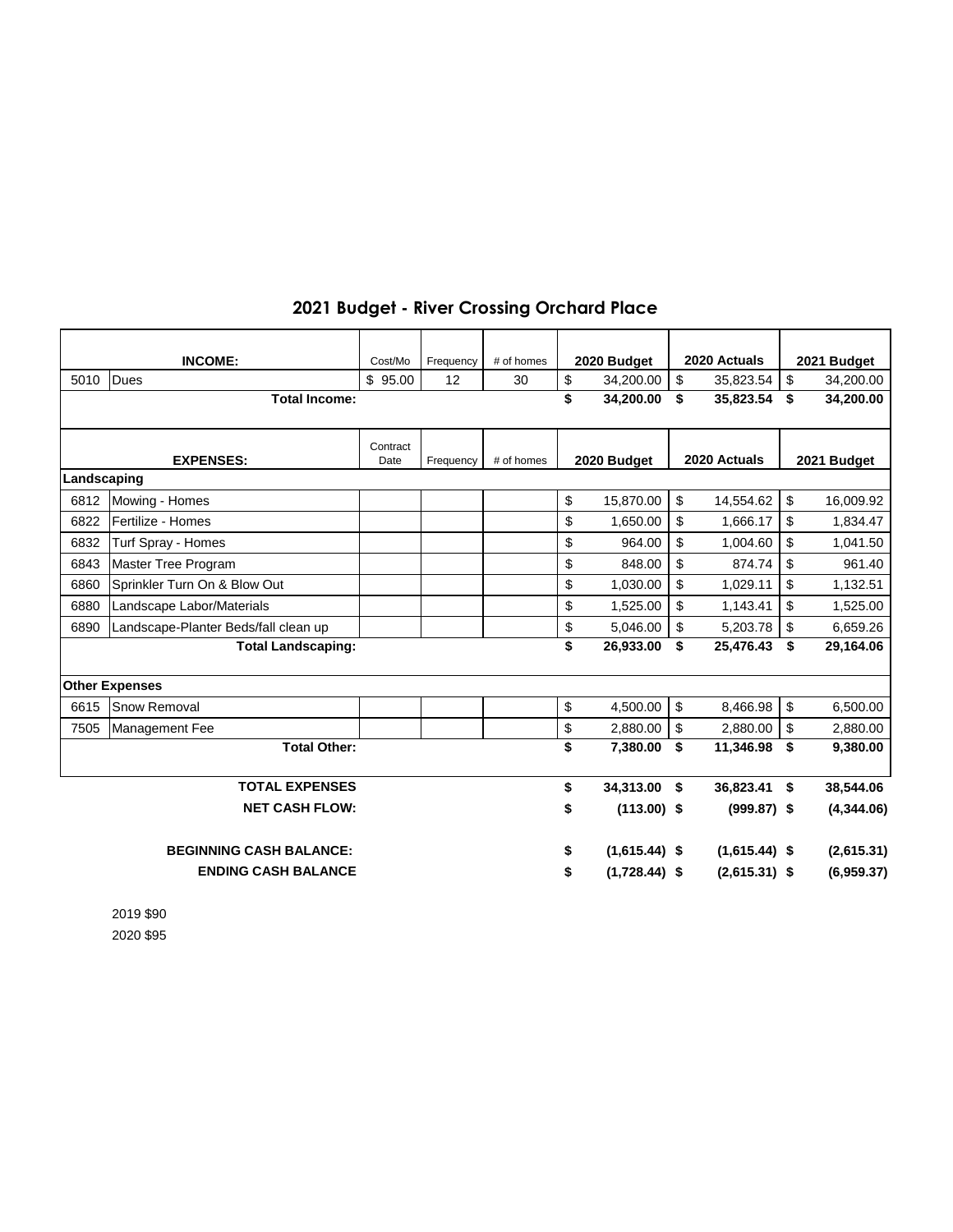# 2021 Budget - River Crossing Orchard Place

| | **INCOME:** | Cost/Mo | Frequency | # of homes | **2020 Budget** | **2020 Actuals** | **2021 Budget** |
|---|---|---|---|---|---|---|---|
| 5010 | Dues | $ 95.00 | 12 | 30 | $ 34,200.00 | $ 35,823.54 | $ 34,200.00 |
| | **Total Income:** | | | | **$ 34,200.00** | **$ 35,823.54** | **$ 34,200.00** |
| | | | | | | | |
| | **EXPENSES:** | Contract Date | Frequency | # of homes | **2020 Budget** | **2020 Actuals** | **2021 Budget** |
| **Landscaping** | | | | | | | |
| 6812 | Mowing - Homes | | | | $ 15,870.00 | $ 14,554.62 | $ 16,009.92 |
| 6822 | Fertilize - Homes | | | | $ 1,650.00 | $ 1,666.17 | $ 1,834.47 |
| 6832 | Turf Spray - Homes | | | | $ 964.00 | $ 1,004.60 | $ 1,041.50 |
| 6843 | Master Tree Program | | | | $ 848.00 | $ 874.74 | $ 961.40 |
| 6860 | Sprinkler Turn On & Blow Out | | | | $ 1,030.00 | $ 1,029.11 | $ 1,132.51 |
| 6880 | Landscape Labor/Materials | | | | $ 1,525.00 | $ 1,143.41 | $ 1,525.00 |
| 6890 | Landscape-Planter Beds/fall clean up | | | | $ 5,046.00 | $ 5,203.78 | $ 6,659.26 |
| | **Total Landscaping:** | | | | **$ 26,933.00** | **$ 25,476.43** | **$ 29,164.06** |
| | | | | | | | |
| **Other Expenses** | | | | | | | |
| 6615 | Snow Removal | | | | $ 4,500.00 | $ 8,466.98 | $ 6,500.00 |
| 7505 | Management Fee | | | | $ 2,880.00 | $ 2,880.00 | $ 2,880.00 |
| | **Total Other:** | | | | **$ 7,380.00** | **$ 11,346.98** | **$ 9,380.00** |
| | | | | | | | |
| | **TOTAL EXPENSES** | | | | **$ 34,313.00** | **$ 36,823.41** | **$ 38,544.06** |
| | **NET CASH FLOW:** | | | | **$ (113.00)** | **$ (999.87)** | **$ (4,344.06)** |
| | | | | | | | |
| | **BEGINNING CASH BALANCE:** | | | | **$ (1,615.44)** | **$ (1,615.44)** | **$ (2,615.31)** |
| | **ENDING CASH BALANCE** | | | | **$ (1,728.44)** | **$ (2,615.31)** | **$ (6,959.37)** |

2019 $90

2020 $95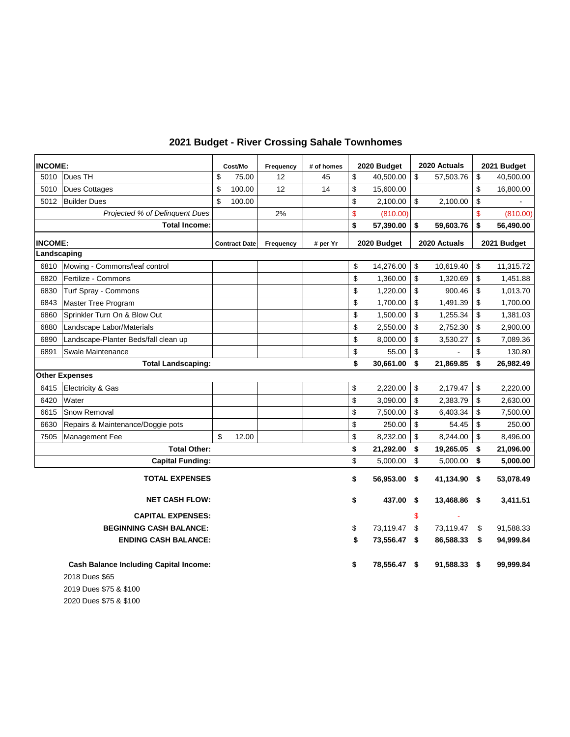# 2021 Budget - River Crossing Sahale Townhomes

| INCOME: | | Cost/Mo | Frequency | # of homes | 2020 Budget | 2020 Actuals | 2021 Budget |
|---|---|---|---|---|---|---|---|
| 5010 | Dues TH | $ 75.00 | 12 | 45 | $ 40,500.00 | $ 57,503.76 | $ 40,500.00 |
| 5010 | Dues Cottages | $ 100.00 | 12 | 14 | $ 15,600.00 | | $ 16,800.00 |
| 5012 | Builder Dues | $ 100.00 | | | $ 2,100.00 | $ 2,100.00 | $ - |
| | *Projected % of Delinquent Dues* | | 2% | | $ (810.00) | | $ (810.00) |
| | **Total Income:** | | | | **$ 57,390.00** | **$ 59,603.76** | **$ 56,490.00** |
| **INCOME:** | | **Contract Date** | **Frequency** | **# per Yr** | **2020 Budget** | **2020 Actuals** | **2021 Budget** |
| **Landscaping** | | | | | | | |
| 6810 | Mowing - Commons/leaf control | | | | $ 14,276.00 | $ 10,619.40 | $ 11,315.72 |
| 6820 | Fertilize - Commons | | | | $ 1,360.00 | $ 1,320.69 | $ 1,451.88 |
| 6830 | Turf Spray - Commons | | | | $ 1,220.00 | $ 900.46 | $ 1,013.70 |
| 6843 | Master Tree Program | | | | $ 1,700.00 | $ 1,491.39 | $ 1,700.00 |
| 6860 | Sprinkler Turn On & Blow Out | | | | $ 1,500.00 | $ 1,255.34 | $ 1,381.03 |
| 6880 | Landscape Labor/Materials | | | | $ 2,550.00 | $ 2,752.30 | $ 2,900.00 |
| 6890 | Landscape-Planter Beds/fall clean up | | | | $ 8,000.00 | $ 3,530.27 | $ 7,089.36 |
| 6891 | Swale Maintenance | | | | $ 55.00 | $ - | $ 130.80 |
| | **Total Landscaping:** | | | | **$ 30,661.00** | **$ 21,869.85** | **$ 26,982.49** |
| **Other Expenses** | | | | | | | |
| 6415 | Electricity & Gas | | | | $ 2,220.00 | $ 2,179.47 | $ 2,220.00 |
| 6420 | Water | | | | $ 3,090.00 | $ 2,383.79 | $ 2,630.00 |
| 6615 | Snow Removal | | | | $ 7,500.00 | $ 6,403.34 | $ 7,500.00 |
| 6630 | Repairs & Maintenance/Doggie pots | | | | $ 250.00 | $ 54.45 | $ 250.00 |
| 7505 | Management Fee | $ 12.00 | | | $ 8,232.00 | $ 8,244.00 | $ 8,496.00 |
| | **Total Other:** | | | | **$ 21,292.00** | **$ 19,265.05** | **$ 21,096.00** |
| | **Capital Funding:** | | | | $ 5,000.00 | $ 5,000.00 | **$ 5,000.00** |
| | **TOTAL EXPENSES** | | | | **$ 56,953.00** | **$ 41,134.90** | **$ 53,078.49** |
| | **NET CASH FLOW:** | | | | **$ 437.00** | **$ 13,468.86** | **$ 3,411.51** |
| | **CAPITAL EXPENSES:** | | | | | $ - | |
| | **BEGINNING CASH BALANCE:** | | | | $ 73,119.47 | $ 73,119.47 | $ 91,588.33 |
| | **ENDING CASH BALANCE:** | | | | **$ 73,556.47** | **$ 86,588.33** | **$ 94,999.84** |
| | **Cash Balance Including Capital Income:** | | | | **$ 78,556.47** | **$ 91,588.33** | **$ 99,999.84** |

2018 Dues $65

2019 Dues $75 & $100

2020 Dues $75 & $100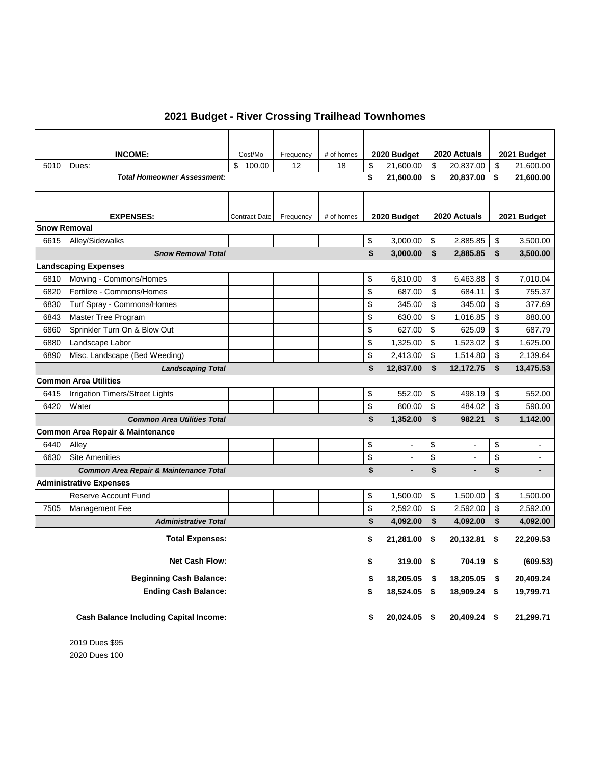# 2021 Budget - River Crossing Trailhead Townhomes

| | **INCOME:** | Cost/Mo | Frequency | # of homes | 2020 Budget | 2020 Actuals | 2021 Budget |
|---|---|---|---|---|---|---|---|
| 5010 | Dues: | $ 100.00 | 12 | 18 | $ 21,600.00 | $ 20,837.00 | $ 21,600.00 |
| | ***Total Homeowner Assessment:*** | | | | **$ 21,600.00** | **$ 20,837.00** | **$ 21,600.00** |
| | | | | | | | |
| | **EXPENSES:** | Contract Date | Frequency | # of homes | **2020 Budget** | **2020 Actuals** | **2021 Budget** |
| **Snow Removal** | | | | | | | |
| 6615 | Alley/Sidewalks | | | | $ 3,000.00 | $ 2,885.85 | $ 3,500.00 |
| | ***Snow Removal Total*** | | | | **$ 3,000.00** | **$ 2,885.85** | **$ 3,500.00** |
| **Landscaping Expenses** | | | | | | | |
| 6810 | Mowing - Commons/Homes | | | | $ 6,810.00 | $ 6,463.88 | $ 7,010.04 |
| 6820 | Fertilize - Commons/Homes | | | | $ 687.00 | $ 684.11 | $ 755.37 |
| 6830 | Turf Spray - Commons/Homes | | | | $ 345.00 | $ 345.00 | $ 377.69 |
| 6843 | Master Tree Program | | | | $ 630.00 | $ 1,016.85 | $ 880.00 |
| 6860 | Sprinkler Turn On & Blow Out | | | | $ 627.00 | $ 625.09 | $ 687.79 |
| 6880 | Landscape Labor | | | | $ 1,325.00 | $ 1,523.02 | $ 1,625.00 |
| 6890 | Misc. Landscape (Bed Weeding) | | | | $ 2,413.00 | $ 1,514.80 | $ 2,139.64 |
| | ***Landscaping Total*** | | | | **$ 12,837.00** | **$ 12,172.75** | **$ 13,475.53** |
| **Common Area Utilities** | | | | | | | |
| 6415 | Irrigation Timers/Street Lights | | | | $ 552.00 | $ 498.19 | $ 552.00 |
| 6420 | Water | | | | $ 800.00 | $ 484.02 | $ 590.00 |
| | ***Common Area Utilities Total*** | | | | **$ 1,352.00** | **$ 982.21** | **$ 1,142.00** |
| **Common Area Repair & Maintenance** | | | | | | | |
| 6440 | Alley | | | | $ - | $ - | $ - |
| 6630 | Site Amenities | | | | $ - | $ - | $ - |
| | ***Common Area Repair & Maintenance Total*** | | | | **$ -** | **$ -** | **$ -** |
| **Administrative Expenses** | | | | | | | |
| | Reserve Account Fund | | | | $ 1,500.00 | $ 1,500.00 | $ 1,500.00 |
| 7505 | Management Fee | | | | $ 2,592.00 | $ 2,592.00 | $ 2,592.00 |
| | ***Administrative Total*** | | | | **$ 4,092.00** | **$ 4,092.00** | **$ 4,092.00** |
| | **Total Expenses:** | | | | **$ 21,281.00** | **$ 20,132.81** | **$ 22,209.53** |
| | **Net Cash Flow:** | | | | **$ 319.00** | **$ 704.19** | **$ (609.53)** |
| | **Beginning Cash Balance:** | | | | **$ 18,205.05** | **$ 18,205.05** | **$ 20,409.24** |
| | **Ending Cash Balance:** | | | | **$ 18,524.05** | **$ 18,909.24** | **$ 19,799.71** |
| | **Cash Balance Including Capital Income:** | | | | **$ 20,024.05** | **$ 20,409.24** | **$ 21,299.71** |

2019 Dues $95

2020 Dues 100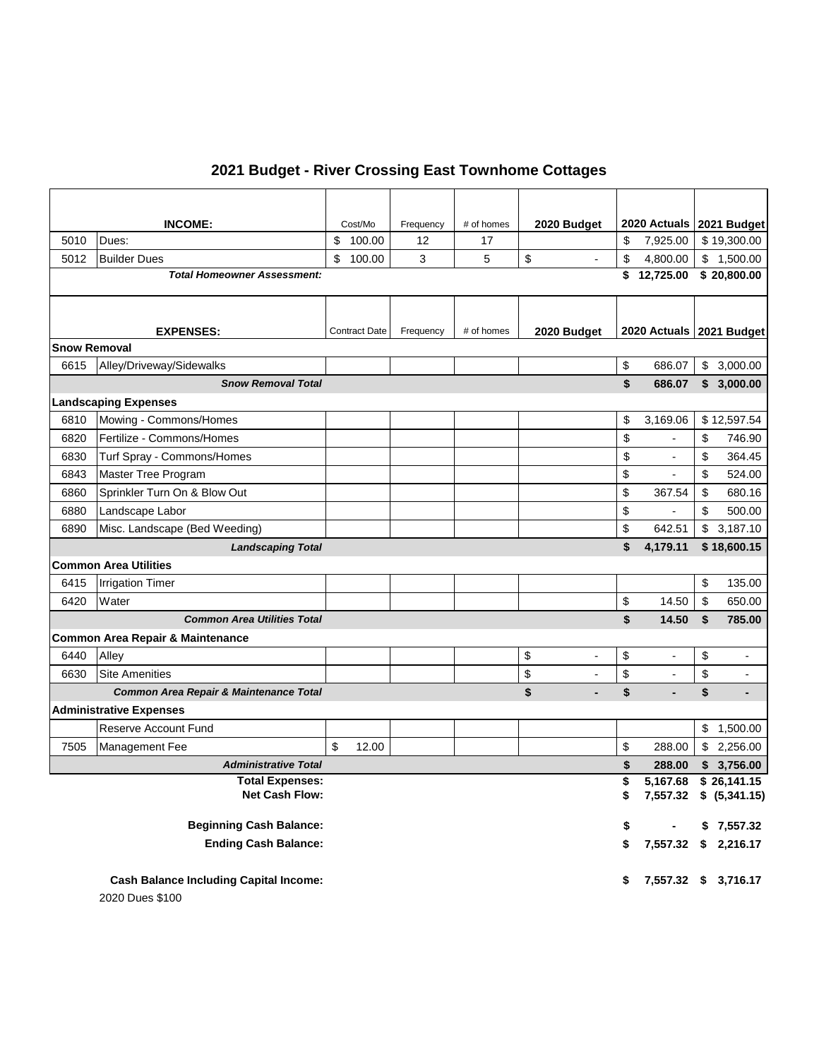# 2021 Budget - River Crossing East Townhome Cottages

| | INCOME: | Cost/Mo | Frequency | # of homes | 2020 Budget | 2020 Actuals | 2021 Budget |
|---|---|---|---|---|---|---|---|
| 5010 | Dues: | $ 100.00 | 12 | 17 | | $ 7,925.00 | $ 19,300.00 |
| 5012 | Builder Dues | $ 100.00 | 3 | 5 | $ - | $ 4,800.00 | $ 1,500.00 |
| | ***Total Homeowner Assessment:*** | | | | | **$ 12,725.00** | **$ 20,800.00** |

| | EXPENSES: | Contract Date | Frequency | # of homes | 2020 Budget | 2020 Actuals | 2021 Budget |
|---|---|---|---|---|---|---|---|
| **Snow Removal** | | | | | | | |
| 6615 | Alley/Driveway/Sidewalks | | | | | $ 686.07 | $ 3,000.00 |
| | ***Snow Removal Total*** | | | | | **$ 686.07** | **$ 3,000.00** |
| **Landscaping Expenses** | | | | | | | |
| 6810 | Mowing - Commons/Homes | | | | | $ 3,169.06 | $ 12,597.54 |
| 6820 | Fertilize - Commons/Homes | | | | | $ - | $ 746.90 |
| 6830 | Turf Spray - Commons/Homes | | | | | $ - | $ 364.45 |
| 6843 | Master Tree Program | | | | | $ - | $ 524.00 |
| 6860 | Sprinkler Turn On & Blow Out | | | | | $ 367.54 | $ 680.16 |
| 6880 | Landscape Labor | | | | | $ - | $ 500.00 |
| 6890 | Misc. Landscape (Bed Weeding) | | | | | $ 642.51 | $ 3,187.10 |
| | ***Landscaping Total*** | | | | | **$ 4,179.11** | **$ 18,600.15** |
| **Common Area Utilities** | | | | | | | |
| 6415 | Irrigation Timer | | | | | | $ 135.00 |
| 6420 | Water | | | | | $ 14.50 | $ 650.00 |
| | ***Common Area Utilities Total*** | | | | | **$ 14.50** | **$ 785.00** |
| **Common Area Repair & Maintenance** | | | | | | | |
| 6440 | Alley | | | | $ - | $ - | $ - |
| 6630 | Site Amenities | | | | $ - | $ - | $ - |
| | ***Common Area Repair & Maintenance Total*** | | | | **$ -** | **$ -** | **$ -** |
| **Administrative Expenses** | | | | | | | |
| | Reserve Account Fund | | | | | | $ 1,500.00 |
| 7505 | Management Fee | $ 12.00 | | | | $ 288.00 | $ 2,256.00 |
| | ***Administrative Total*** | | | | | **$ 288.00** | **$ 3,756.00** |
| | **Total Expenses:** | | | | | **$ 5,167.68** | **$ 26,141.15** |
| | **Net Cash Flow:** | | | | | **$ 7,557.32** | **$ (5,341.15)** |
| | **Beginning Cash Balance:** | | | | | **$ -** | **$ 7,557.32** |
| | **Ending Cash Balance:** | | | | | **$ 7,557.32** | **$ 2,216.17** |
| | **Cash Balance Including Capital Income:** | | | | | **$ 7,557.32** | **$ 3,716.17** |

2020 Dues $100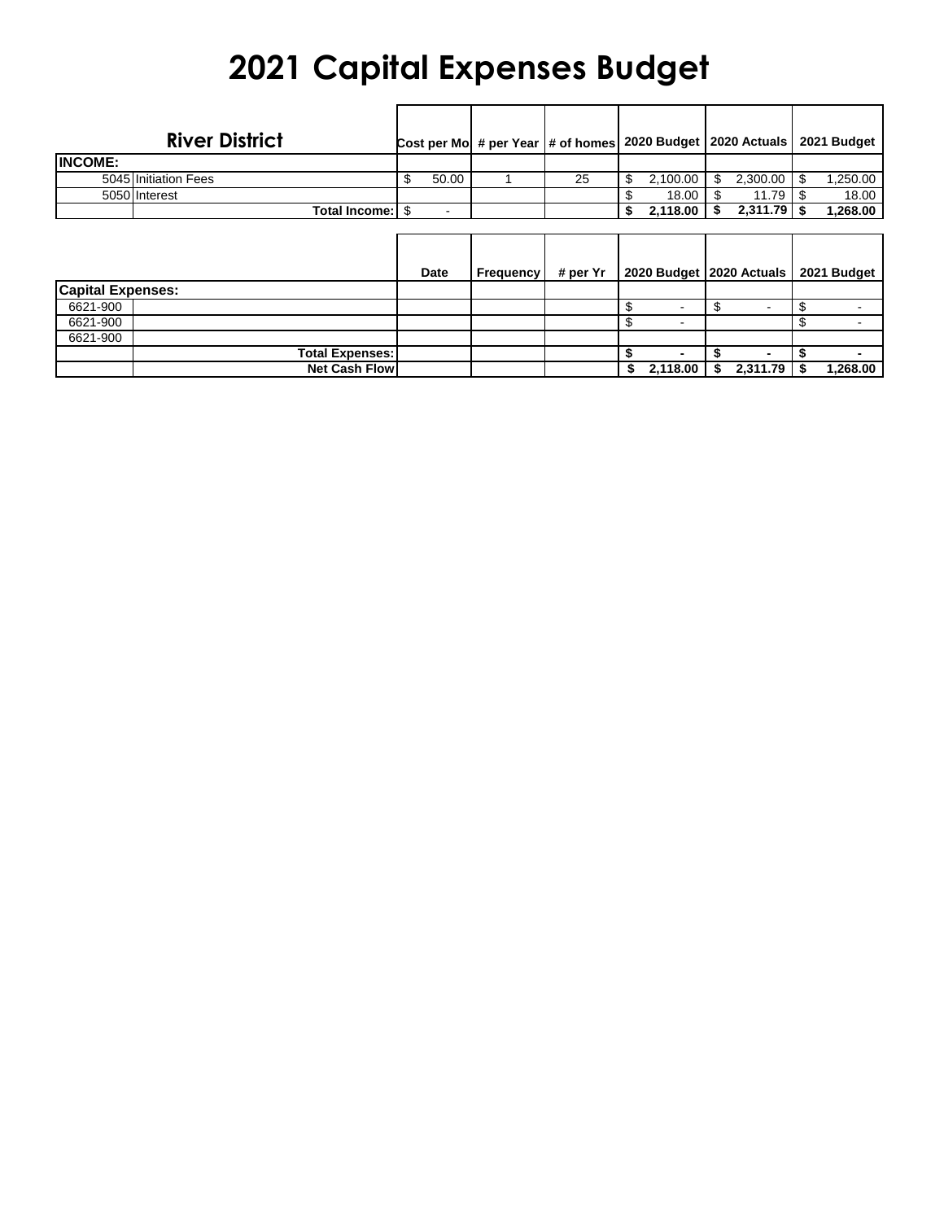# 2021 Capital Expenses Budget

| River District | | Cost per Mo | # per Year | # of homes | 2020 Budget | 2020 Actuals | 2021 Budget |
|---|---|---|---|---|---|---|---|
| **INCOME:** | | | | | | | |
| 5045 | Initiation Fees | $ 50.00 | 1 | 25 | $ 2,100.00 | $ 2,300.00 | $ 1,250.00 |
| 5050 | Interest | | | | $ 18.00 | $ 11.79 | $ 18.00 |
| | **Total Income:** | $ - | | | **$ 2,118.00** | **$ 2,311.79** | **$ 1,268.00** |

| | | Date | Frequency | # per Yr | 2020 Budget | 2020 Actuals | 2021 Budget |
|---|---|---|---|---|---|---|---|
| **Capital Expenses:** | | | | | | | |
| 6621-900 | | | | | $ - | $ - | $ - |
| 6621-900 | | | | | $ - | | $ - |
| 6621-900 | | | | | | | |
| | **Total Expenses:** | | | | **$ -** | **$ -** | **$ -** |
| | **Net Cash Flow** | | | | **$ 2,118.00** | **$ 2,311.79** | **$ 1,268.00** |